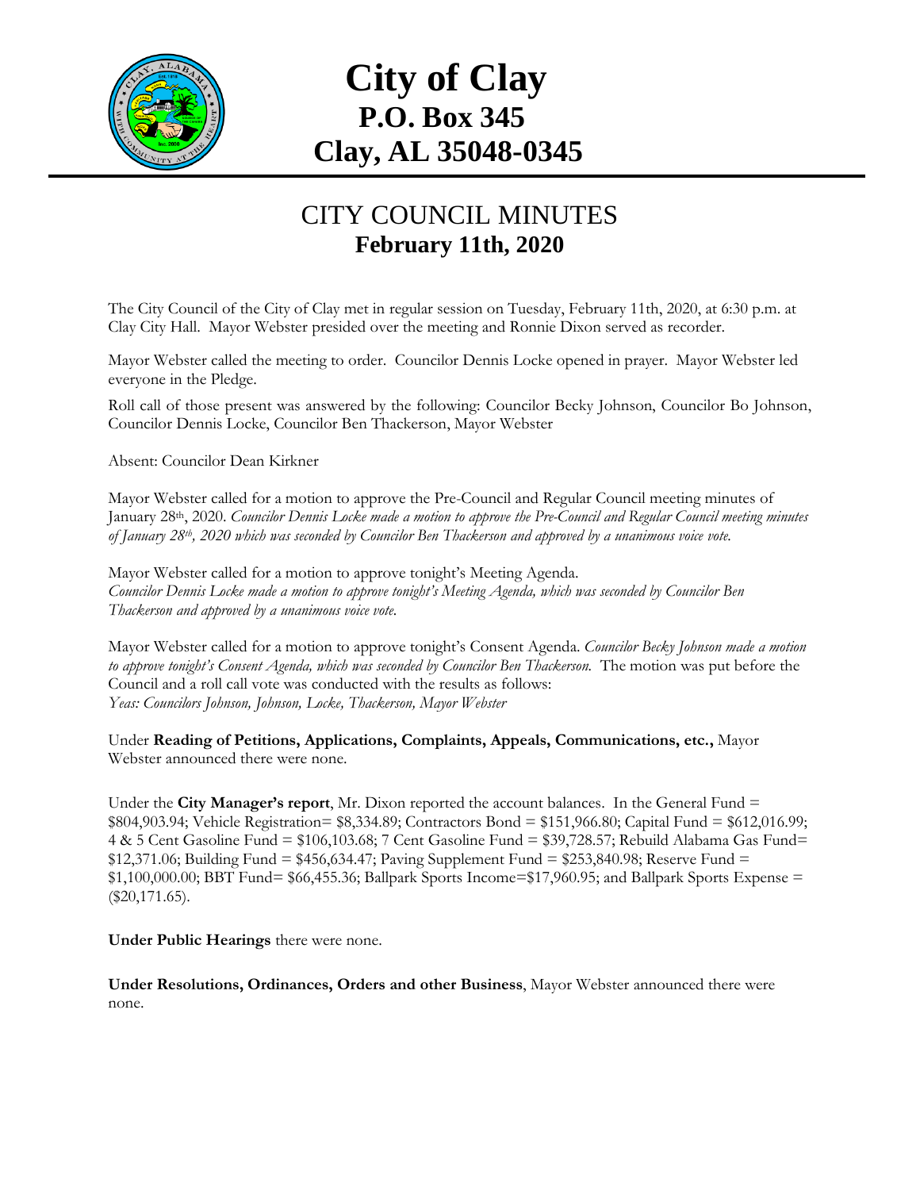# City of Clay
## P.O. Box 345
## Clay, AL 35048-0345

---

## CITY COUNCIL MINUTES
### February 11th, 2020

The City Council of the City of Clay met in regular session on Tuesday, February 11th, 2020, at 6:30 p.m. at Clay City Hall. Mayor Webster presided over the meeting and Ronnie Dixon served as recorder.

Mayor Webster called the meeting to order. Councilor Dennis Locke opened in prayer. Mayor Webster led everyone in the Pledge.

Roll call of those present was answered by the following: Councilor Becky Johnson, Councilor Bo Johnson, Councilor Dennis Locke, Councilor Ben Thackerson, Mayor Webster

Absent: Councilor Dean Kirkner

Mayor Webster called for a motion to approve the Pre-Council and Regular Council meeting minutes of January 28th, 2020. *Councilor Dennis Locke made a motion to approve the Pre-Council and Regular Council meeting minutes of January 28th, 2020 which was seconded by Councilor Ben Thackerson and approved by a unanimous voice vote.*

Mayor Webster called for a motion to approve tonight's Meeting Agenda.
*Councilor Dennis Locke made a motion to approve tonight's Meeting Agenda, which was seconded by Councilor Ben Thackerson and approved by a unanimous voice vote.*

Mayor Webster called for a motion to approve tonight's Consent Agenda. *Councilor Becky Johnson made a motion to approve tonight's Consent Agenda, which was seconded by Councilor Ben Thackerson.* The motion was put before the Council and a roll call vote was conducted with the results as follows:
*Yeas: Councilors Johnson, Johnson, Locke, Thackerson, Mayor Webster*

Under **Reading of Petitions, Applications, Complaints, Appeals, Communications, etc.,** Mayor Webster announced there were none.

Under the **City Manager's report**, Mr. Dixon reported the account balances. In the General Fund = $804,903.94; Vehicle Registration= $8,334.89; Contractors Bond = $151,966.80; Capital Fund = $612,016.99; 4 & 5 Cent Gasoline Fund = $106,103.68; 7 Cent Gasoline Fund = $39,728.57; Rebuild Alabama Gas Fund= $12,371.06; Building Fund = $456,634.47; Paving Supplement Fund = $253,840.98; Reserve Fund = $1,100,000.00; BBT Fund= $66,455.36; Ballpark Sports Income=$17,960.95; and Ballpark Sports Expense = ($20,171.65).

**Under Public Hearings** there were none.

**Under Resolutions, Ordinances, Orders and other Business**, Mayor Webster announced there were none.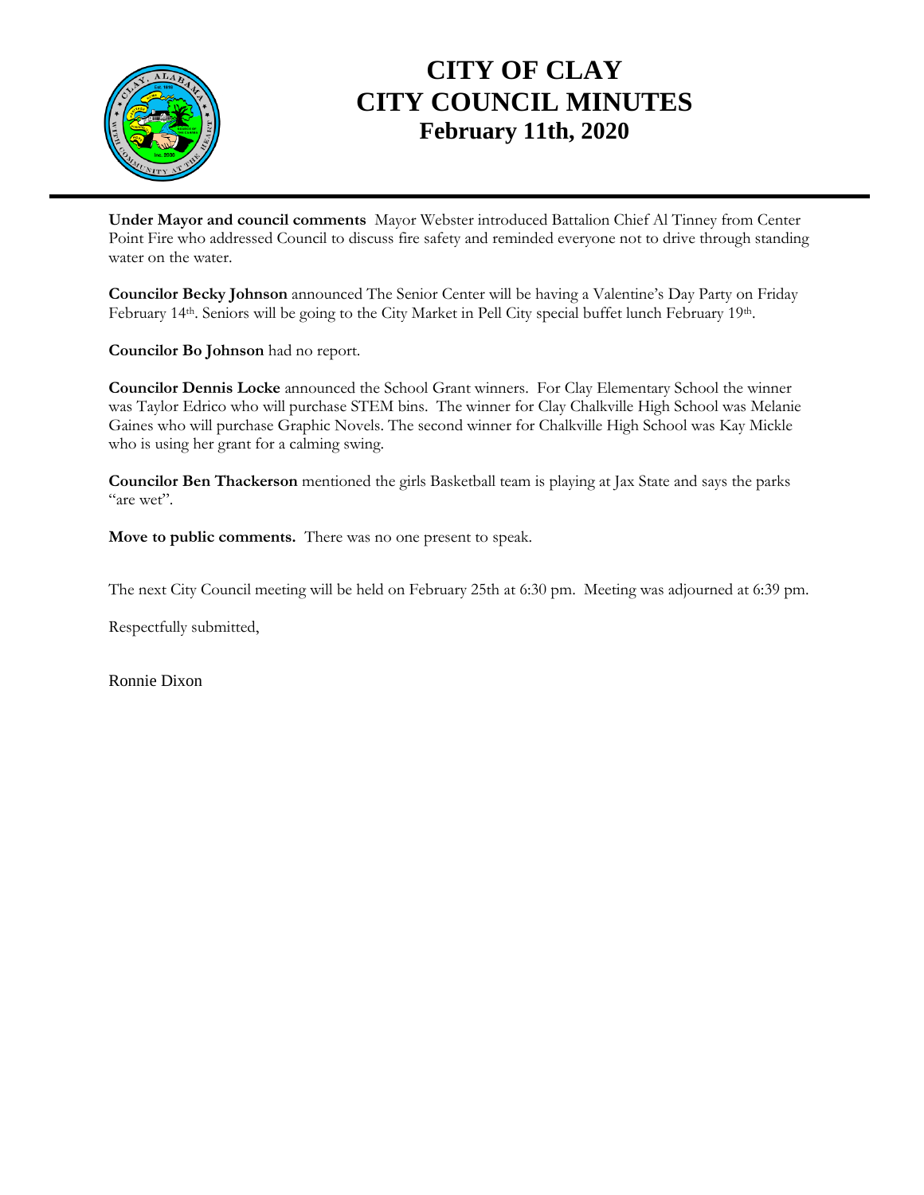# CITY OF CLAY
# CITY COUNCIL MINUTES
## February 11th, 2020

**Under Mayor and council comments** Mayor Webster introduced Battalion Chief Al Tinney from Center Point Fire who addressed Council to discuss fire safety and reminded everyone not to drive through standing water on the water.

**Councilor Becky Johnson** announced The Senior Center will be having a Valentine's Day Party on Friday February 14th. Seniors will be going to the City Market in Pell City special buffet lunch February 19th.

**Councilor Bo Johnson** had no report.

**Councilor Dennis Locke** announced the School Grant winners. For Clay Elementary School the winner was Taylor Edrico who will purchase STEM bins. The winner for Clay Chalkville High School was Melanie Gaines who will purchase Graphic Novels. The second winner for Chalkville High School was Kay Mickle who is using her grant for a calming swing.

**Councilor Ben Thackerson** mentioned the girls Basketball team is playing at Jax State and says the parks "are wet".

**Move to public comments.** There was no one present to speak.

The next City Council meeting will be held on February 25th at 6:30 pm. Meeting was adjourned at 6:39 pm.

Respectfully submitted,

Ronnie Dixon